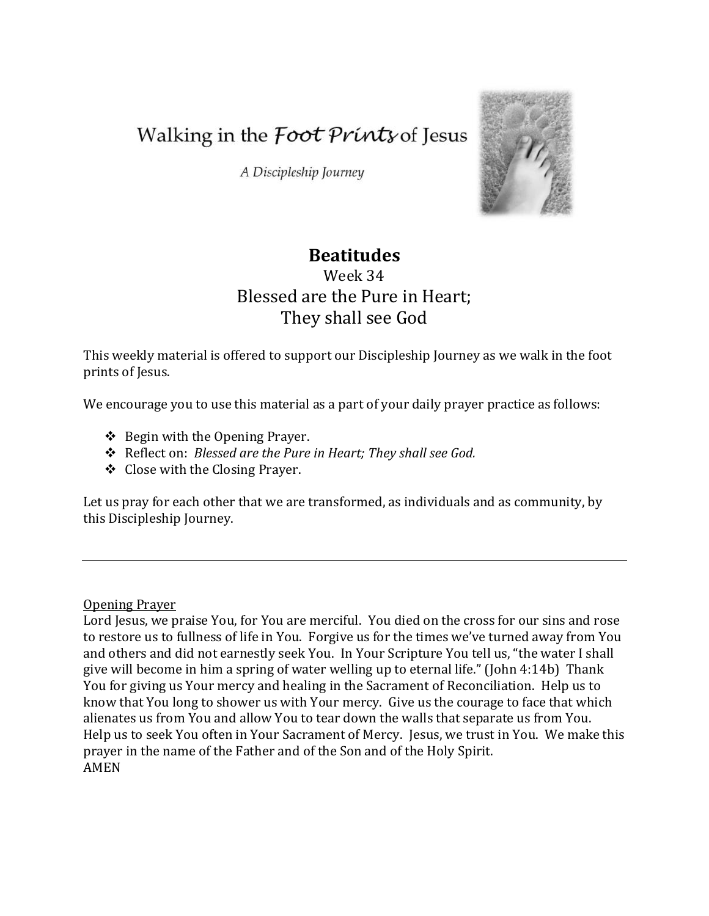Walking in the *Foot Prints* of Jesus

*A Discipleship Journey*

# Beatitudes

Week 34

Blessed are the Pure in Heart;
They shall see God

This weekly material is offered to support our Discipleship Journey as we walk in the foot prints of Jesus.

We encourage you to use this material as a part of your daily prayer practice as follows:

- Begin with the Opening Prayer.
- Reflect on: *Blessed are the Pure in Heart; They shall see God.*
- Close with the Closing Prayer.

Let us pray for each other that we are transformed, as individuals and as community, by this Discipleship Journey.

---

Opening Prayer

Lord Jesus, we praise You, for You are merciful. You died on the cross for our sins and rose to restore us to fullness of life in You. Forgive us for the times we've turned away from You and others and did not earnestly seek You. In Your Scripture You tell us, "the water I shall give will become in him a spring of water welling up to eternal life." (John 4:14b) Thank You for giving us Your mercy and healing in the Sacrament of Reconciliation. Help us to know that You long to shower us with Your mercy. Give us the courage to face that which alienates us from You and allow You to tear down the walls that separate us from You. Help us to seek You often in Your Sacrament of Mercy. Jesus, we trust in You. We make this prayer in the name of the Father and of the Son and of the Holy Spirit.
AMEN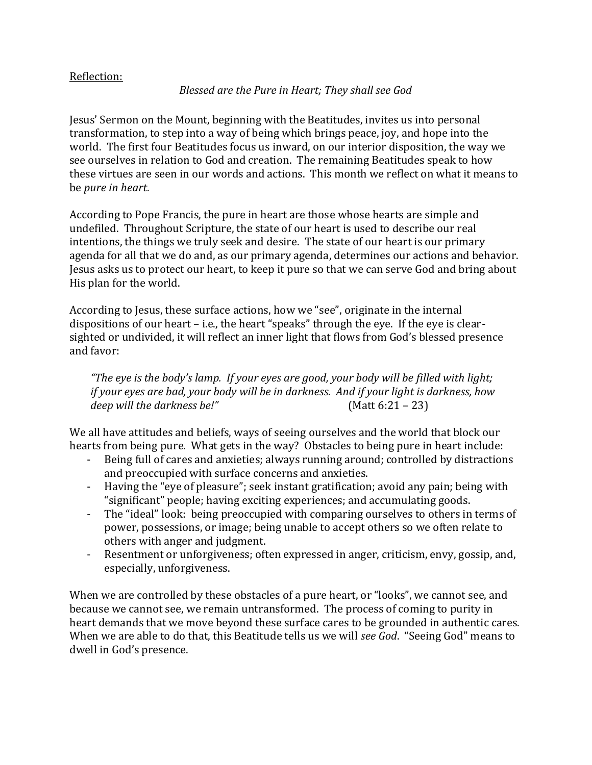<u>Reflection:</u>

*Blessed are the Pure in Heart; They shall see God*

Jesus' Sermon on the Mount, beginning with the Beatitudes, invites us into personal transformation, to step into a way of being which brings peace, joy, and hope into the world. The first four Beatitudes focus us inward, on our interior disposition, the way we see ourselves in relation to God and creation. The remaining Beatitudes speak to how these virtues are seen in our words and actions. This month we reflect on what it means to be *pure in heart*.

According to Pope Francis, the pure in heart are those whose hearts are simple and undefiled. Throughout Scripture, the state of our heart is used to describe our real intentions, the things we truly seek and desire. The state of our heart is our primary agenda for all that we do and, as our primary agenda, determines our actions and behavior. Jesus asks us to protect our heart, to keep it pure so that we can serve God and bring about His plan for the world.

According to Jesus, these surface actions, how we "see", originate in the internal dispositions of our heart – i.e., the heart "speaks" through the eye. If the eye is clear-sighted or undivided, it will reflect an inner light that flows from God's blessed presence and favor:

> *"The eye is the body's lamp. If your eyes are good, your body will be filled with light; if your eyes are bad, your body will be in darkness. And if your light is darkness, how deep will the darkness be!"* (Matt 6:21 – 23)

We all have attitudes and beliefs, ways of seeing ourselves and the world that block our hearts from being pure. What gets in the way? Obstacles to being pure in heart include:

- Being full of cares and anxieties; always running around; controlled by distractions and preoccupied with surface concerns and anxieties.
- Having the "eye of pleasure"; seek instant gratification; avoid any pain; being with "significant" people; having exciting experiences; and accumulating goods.
- The "ideal" look: being preoccupied with comparing ourselves to others in terms of power, possessions, or image; being unable to accept others so we often relate to others with anger and judgment.
- Resentment or unforgiveness; often expressed in anger, criticism, envy, gossip, and, especially, unforgiveness.

When we are controlled by these obstacles of a pure heart, or "looks", we cannot see, and because we cannot see, we remain untransformed. The process of coming to purity in heart demands that we move beyond these surface cares to be grounded in authentic cares. When we are able to do that, this Beatitude tells us we will *see God*. "Seeing God" means to dwell in God's presence.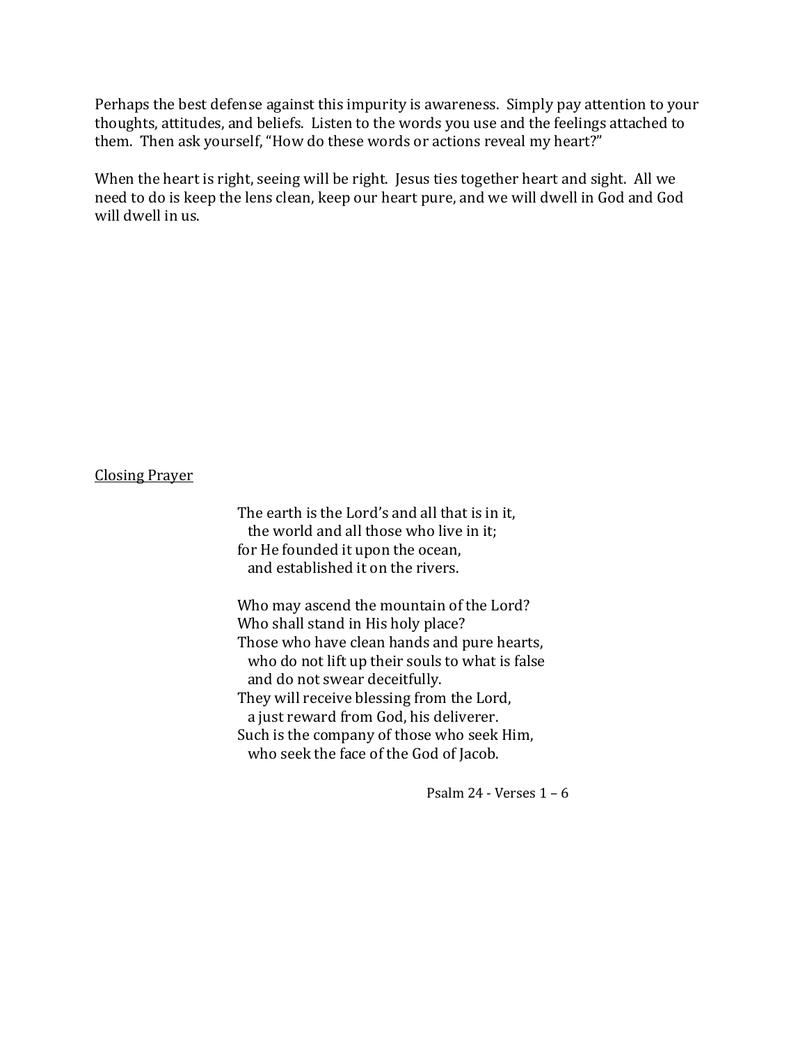Perhaps the best defense against this impurity is awareness. Simply pay attention to your thoughts, attitudes, and beliefs. Listen to the words you use and the feelings attached to them. Then ask yourself, "How do these words or actions reveal my heart?"

When the heart is right, seeing will be right. Jesus ties together heart and sight. All we need to do is keep the lens clean, keep our heart pure, and we will dwell in God and God will dwell in us.

<u>Closing Prayer</u>

> The earth is the Lord's and all that is in it,  
> &nbsp;&nbsp;the world and all those who live in it;  
> for He founded it upon the ocean,  
> &nbsp;&nbsp;and established it on the rivers.
>
> Who may ascend the mountain of the Lord?  
> Who shall stand in His holy place?  
> Those who have clean hands and pure hearts,  
> &nbsp;&nbsp;who do not lift up their souls to what is false  
> &nbsp;&nbsp;and do not swear deceitfully.  
> They will receive blessing from the Lord,  
> &nbsp;&nbsp;a just reward from God, his deliverer.  
> Such is the company of those who seek Him,  
> &nbsp;&nbsp;who seek the face of the God of Jacob.
>
> Psalm 24 - Verses 1 – 6